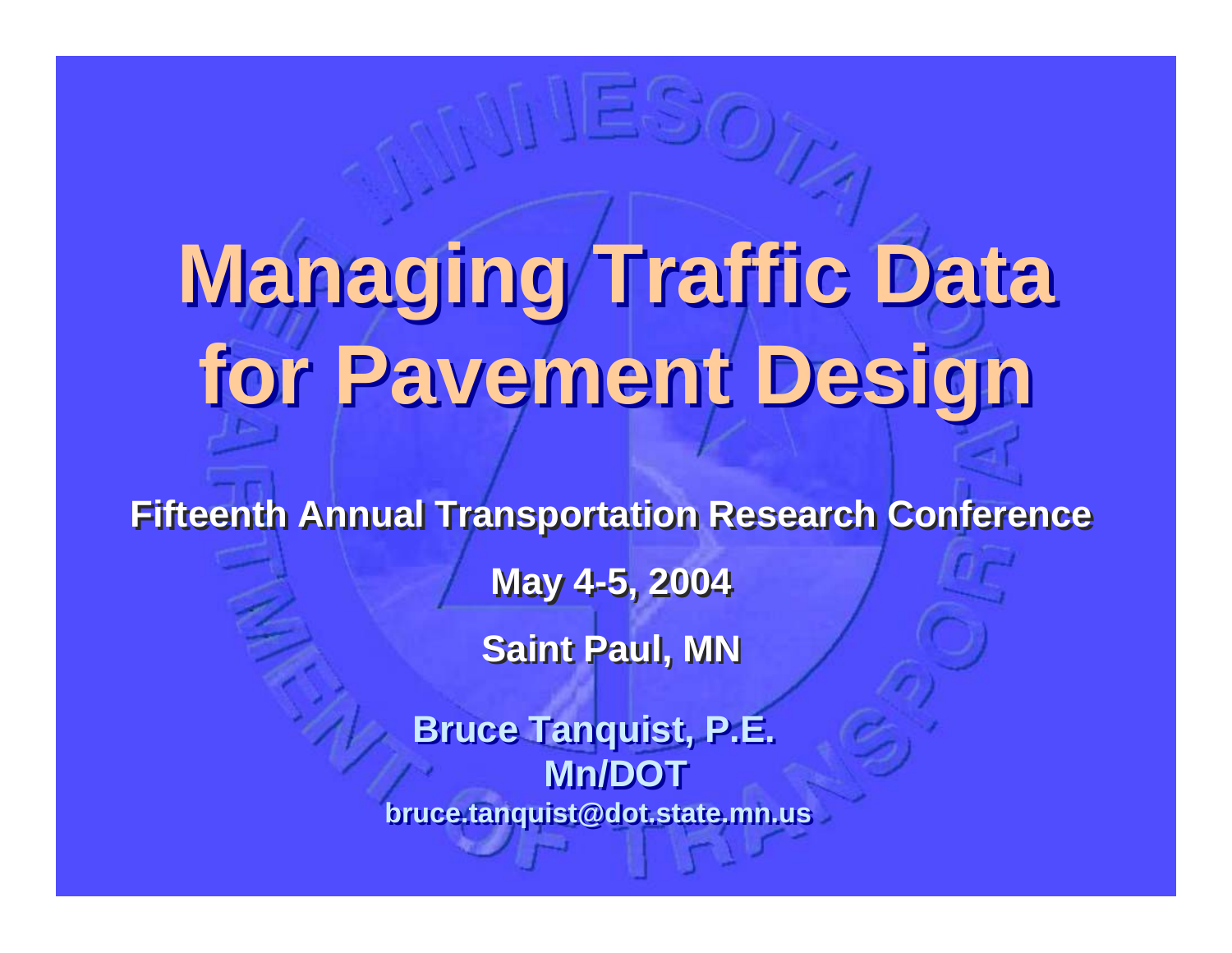# Managing Traffic Data for Pavement Design

**Fifteenth Annual Transportation Research Conference**

**May 4-5, 2004**

**Saint Paul, MN**

**Bruce Tanquist, P.E.**
**Mn/DOT**
**bruce.tanquist@dot.state.mn.us**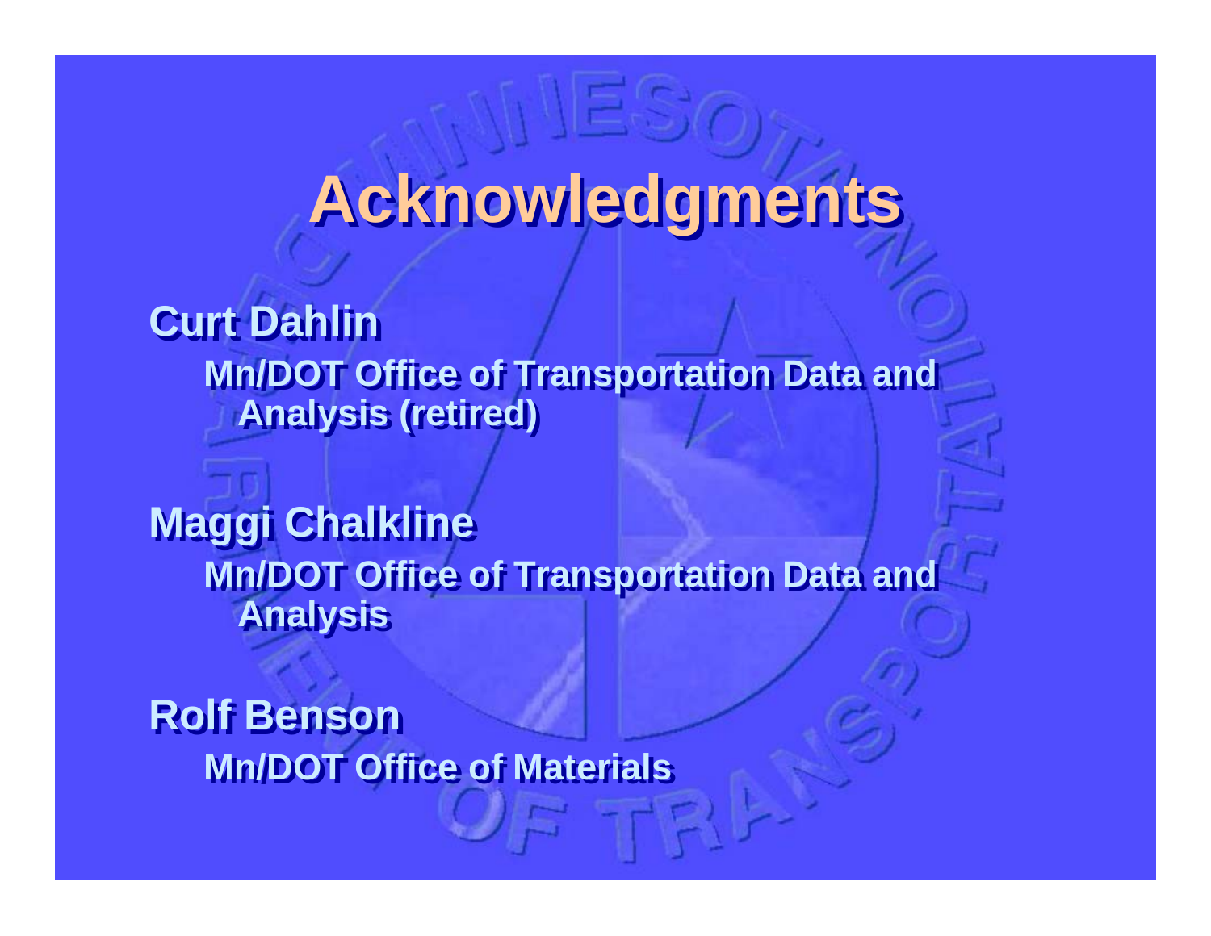# Acknowledgments

**Curt Dahlin**

**Mn/DOT Office of Transportation Data and Analysis (retired)**

**Maggi Chalkline**

**Mn/DOT Office of Transportation Data and Analysis**

**Rolf Benson**

**Mn/DOT Office of Materials**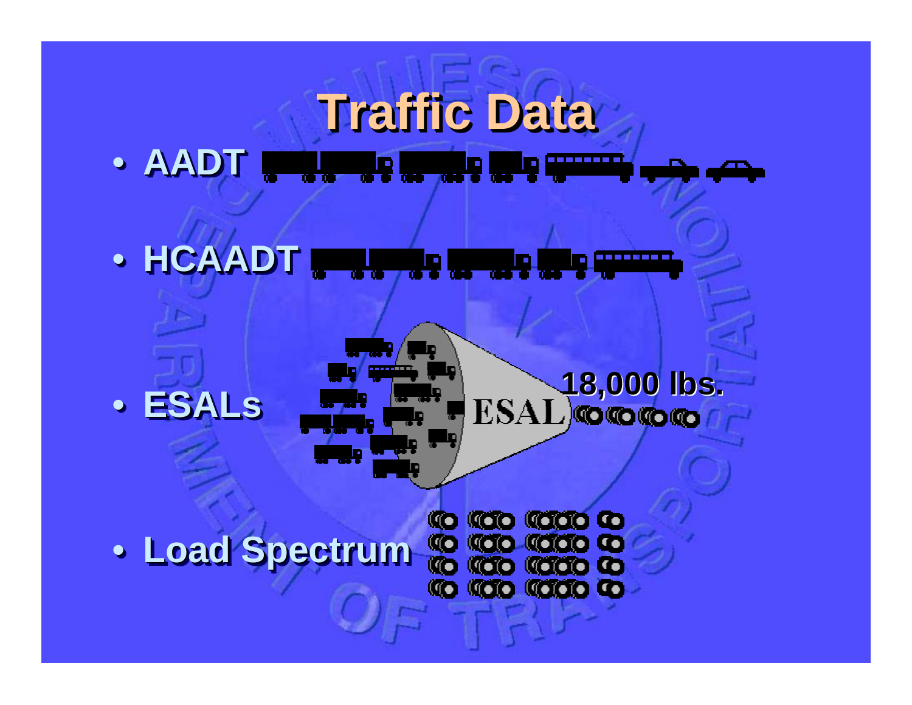# Traffic Data

- AADT
- HCAADT
- ESALs

ESAL

18,000 lbs.

- Load Spectrum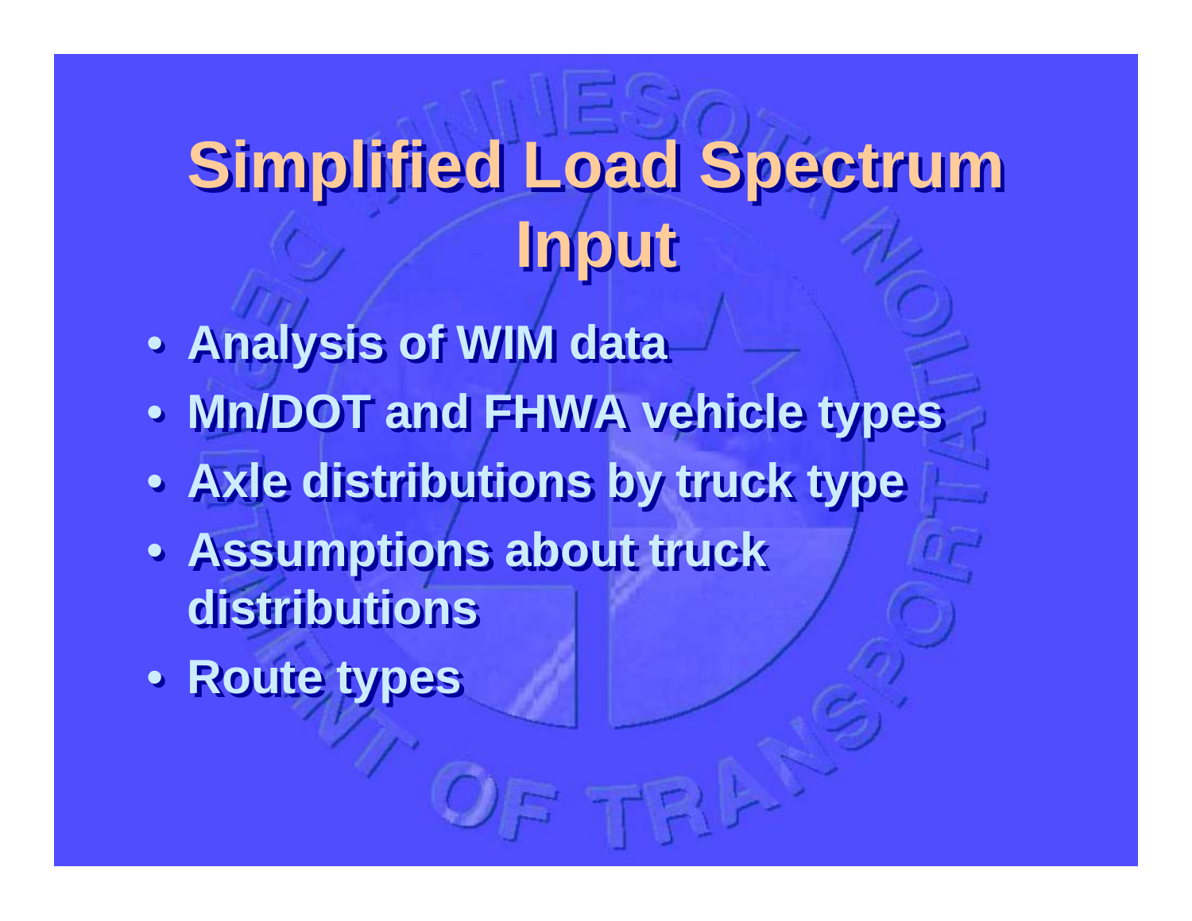# Simplified Load Spectrum Input

- Analysis of WIM data
- Mn/DOT and FHWA vehicle types
- Axle distributions by truck type
- Assumptions about truck distributions
- Route types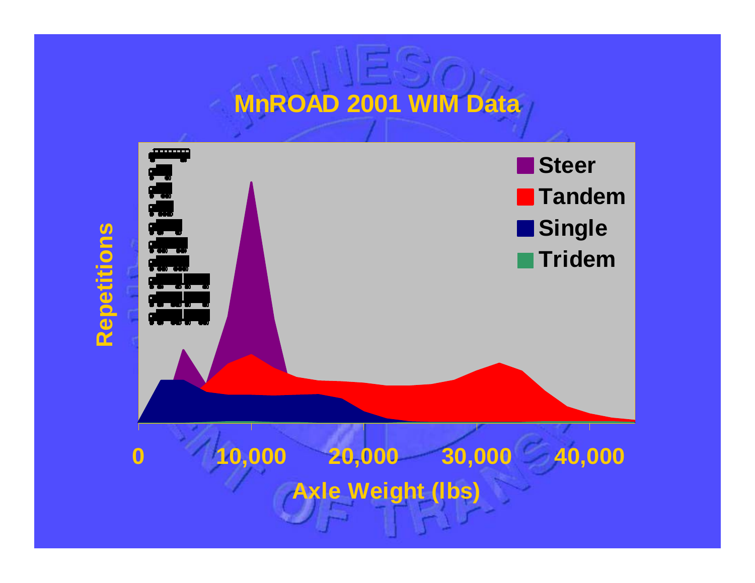# MnROAD 2001 WIM Data

Repetitions

Steer
Tandem
Single
Tridem

0 10,000 20,000 30,000 40,000

Axle Weight (lbs)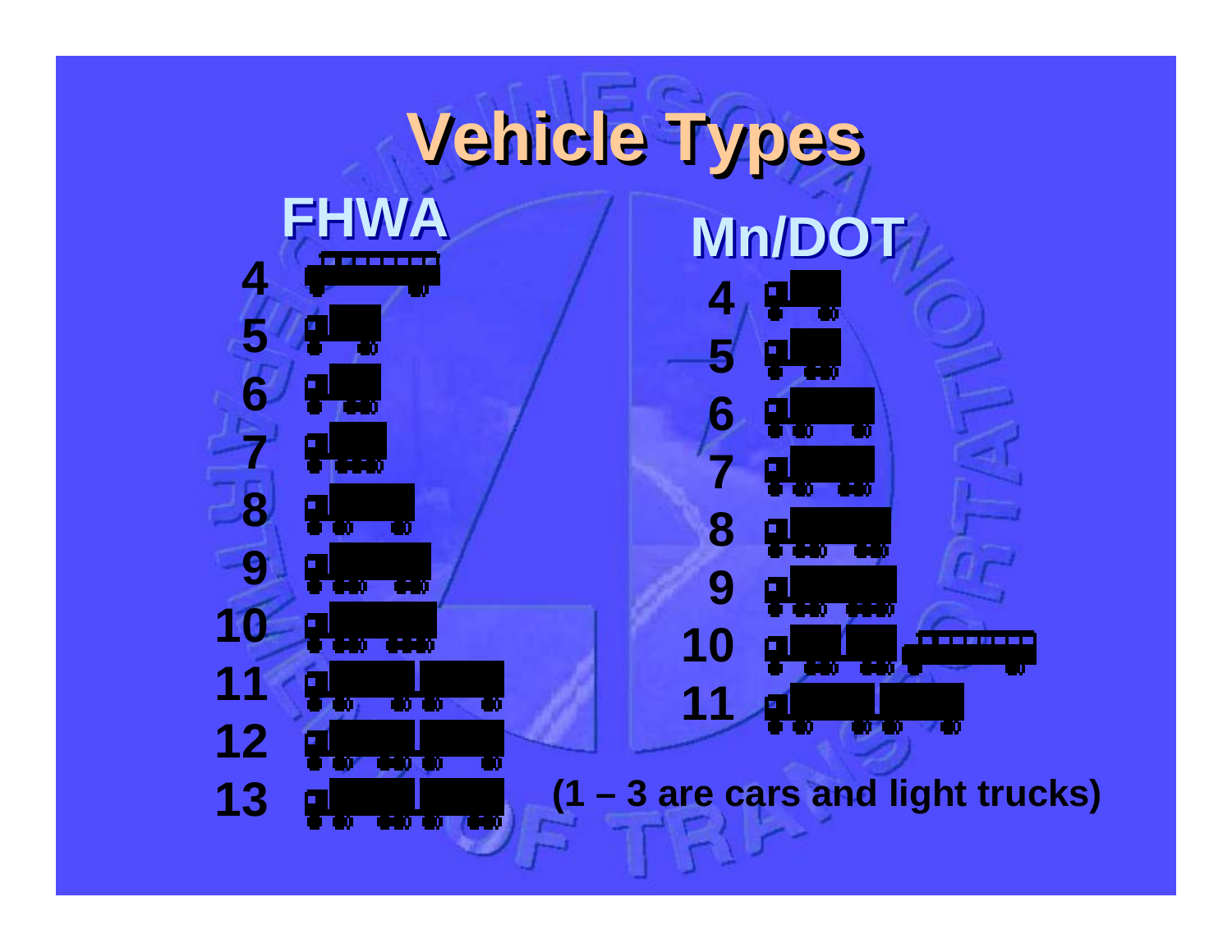# Vehicle Types

## FHWA

4

5

6

7

8

9

10

11

12

13

## Mn/DOT

4

5

6

7

8

9

10

11

**(1 – 3 are cars and light trucks)**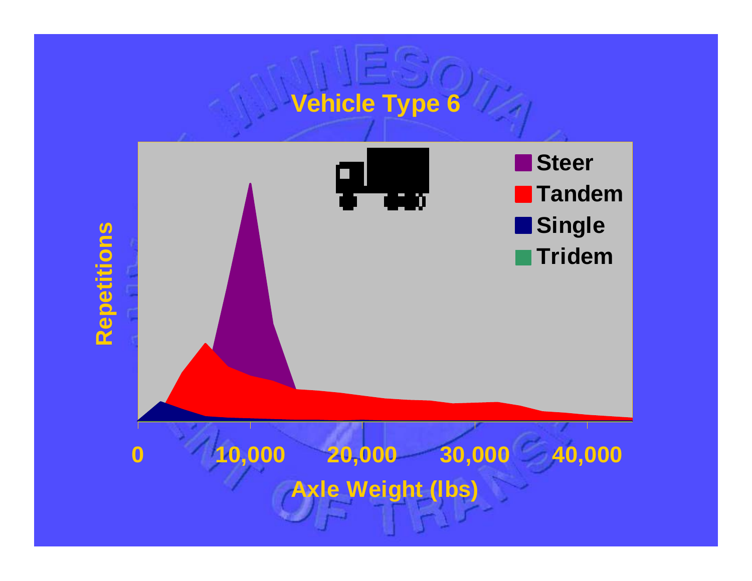# Vehicle Type 6

Repetitions

Steer
Tandem
Single
Tridem

0 10,000 20,000 30,000 40,000

Axle Weight (lbs)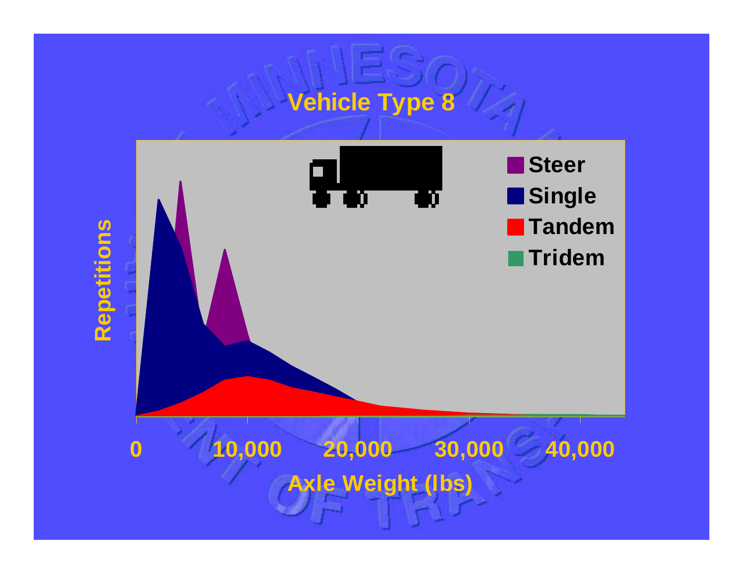# Vehicle Type 8

Steer
Single
Tandem
Tridem

Repetitions

0 10,000 20,000 30,000 40,000

Axle Weight (lbs)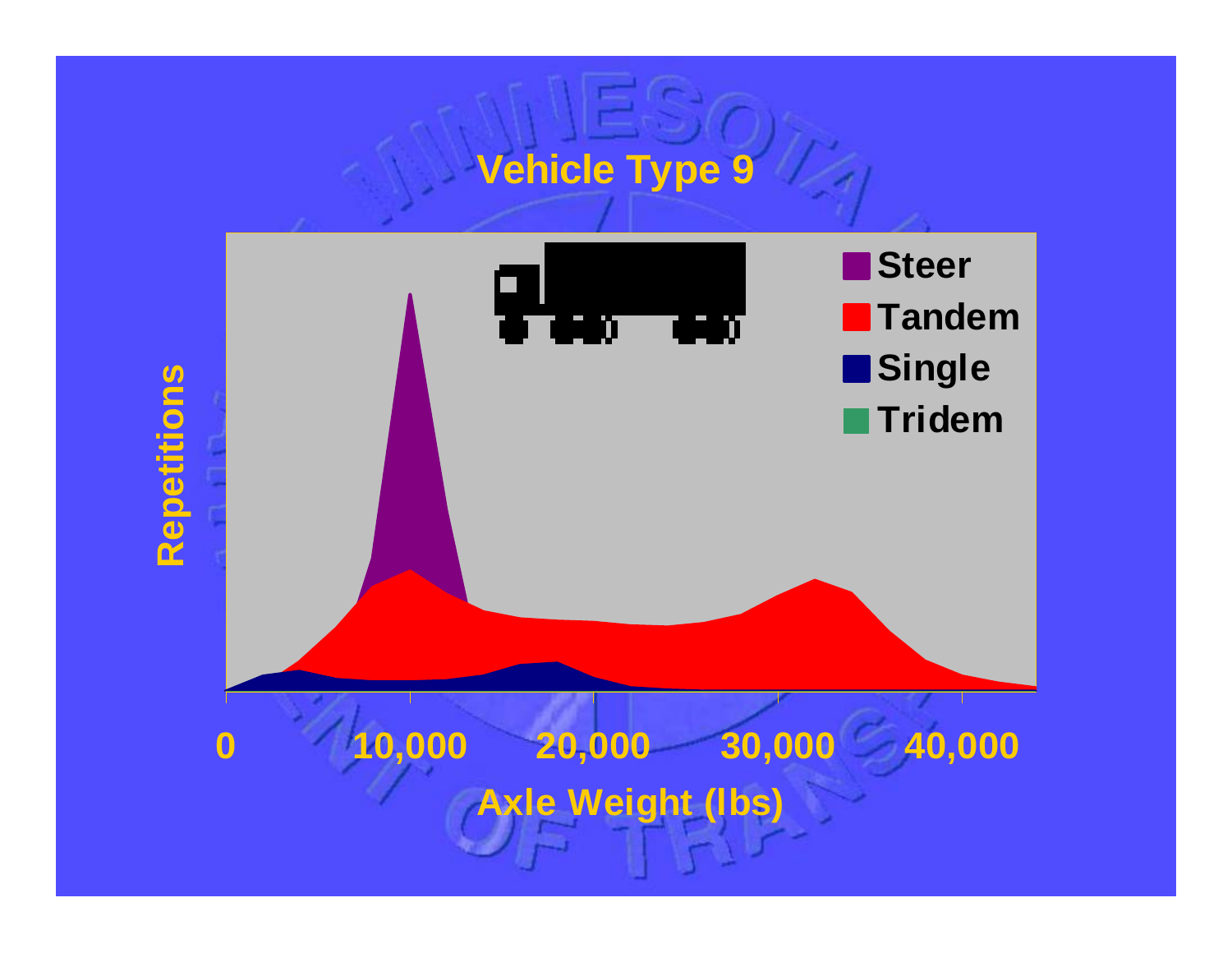# Vehicle Type 9

Steer
Tandem
Single
Tridem

Repetitions

0 10,000 20,000 30,000 40,000

Axle Weight (lbs)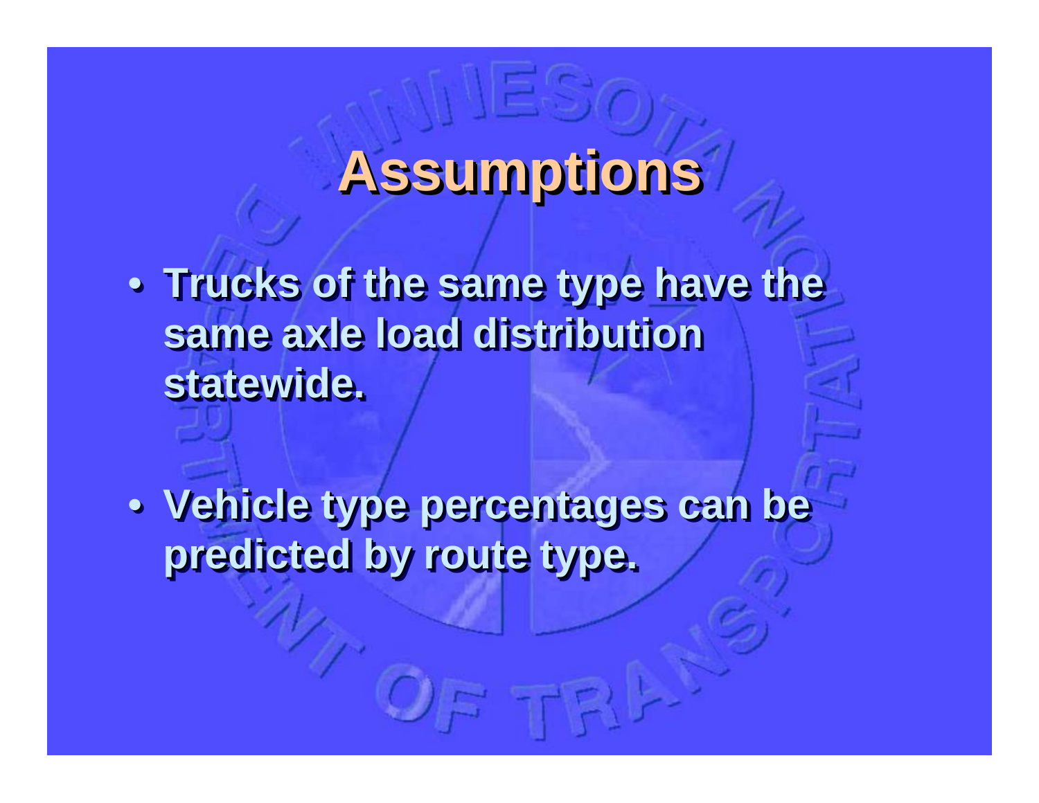# Assumptions

- Trucks of the same type have the same axle load distribution statewide.
- Vehicle type percentages can be predicted by route type.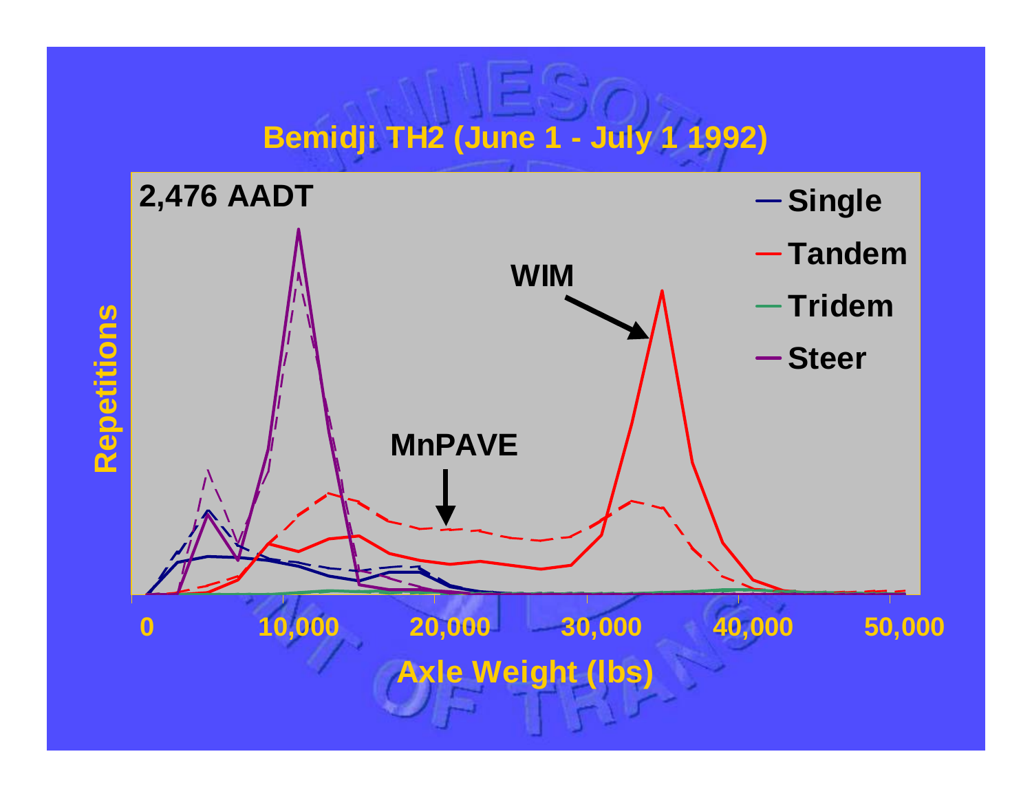## Bemidji TH2 (June 1 - July 1 1992)

2,476 AADT

- Single
- Tandem
- Tridem
- Steer

WIM

MnPAVE

Repetitions

0 | 10,000 | 20,000 | 30,000 | 40,000 | 50,000

Axle Weight (lbs)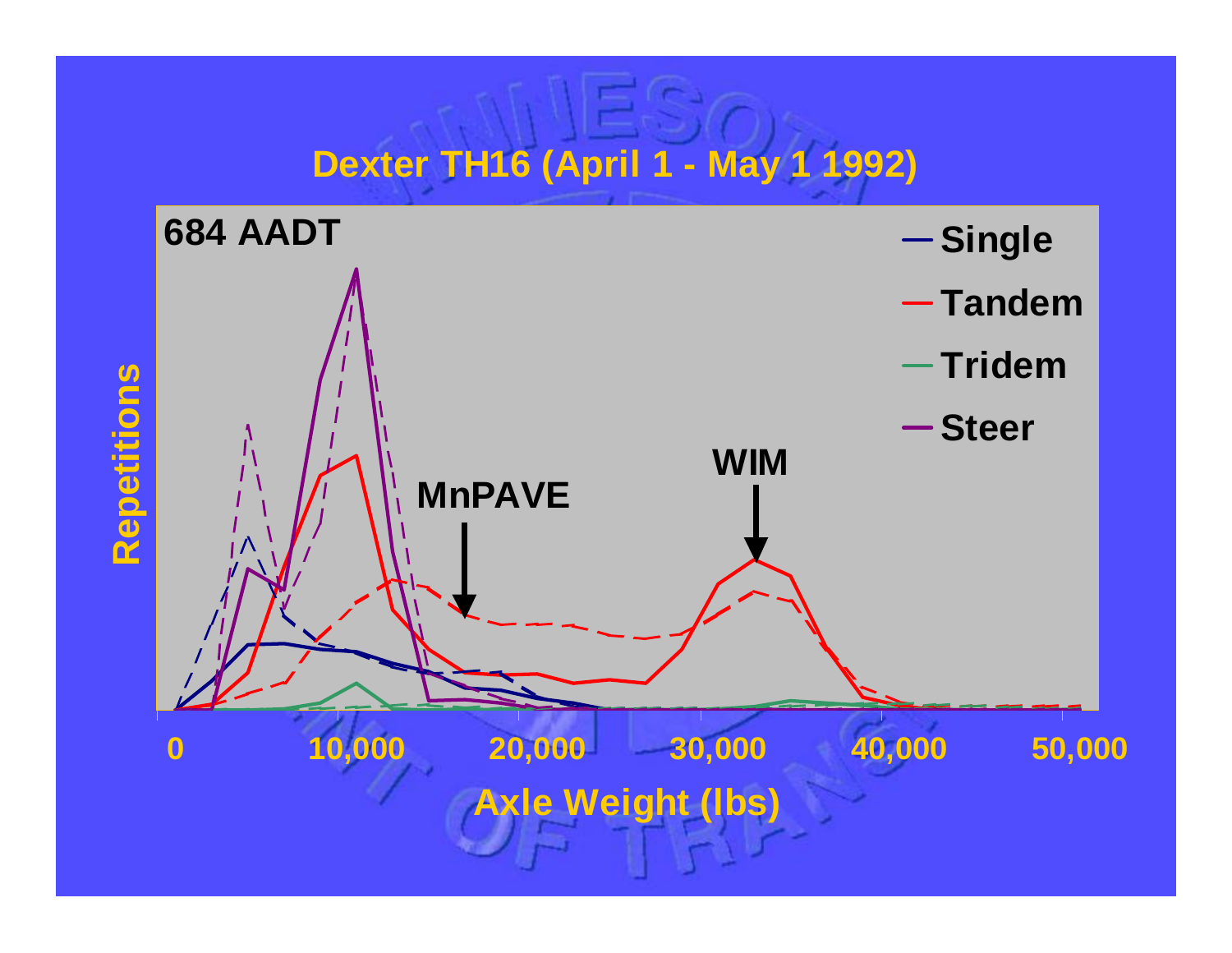## Dexter TH16 (April 1 - May 1 1992)

684 AADT

- Single
- Tandem
- Tridem
- Steer

MnPAVE

WIM

Repetitions

0 | 10,000 | 20,000 | 30,000 | 40,000 | 50,000

Axle Weight (lbs)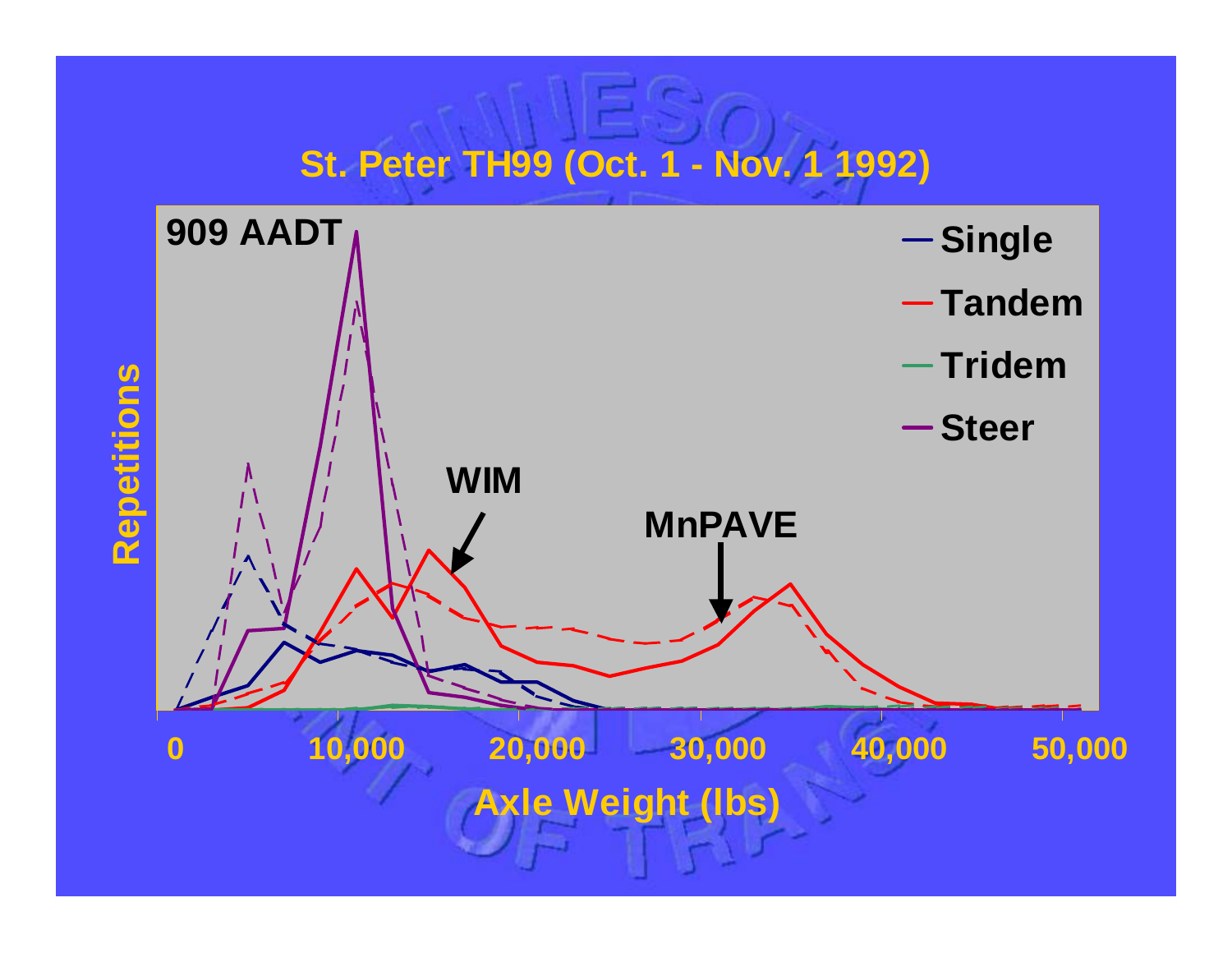## St. Peter TH99 (Oct. 1 - Nov. 1 1992)

909 AADT

- Single
- Tandem
- Tridem
- Steer

WIM

MnPAVE

Repetitions

0 10,000 20,000 30,000 40,000 50,000

Axle Weight (lbs)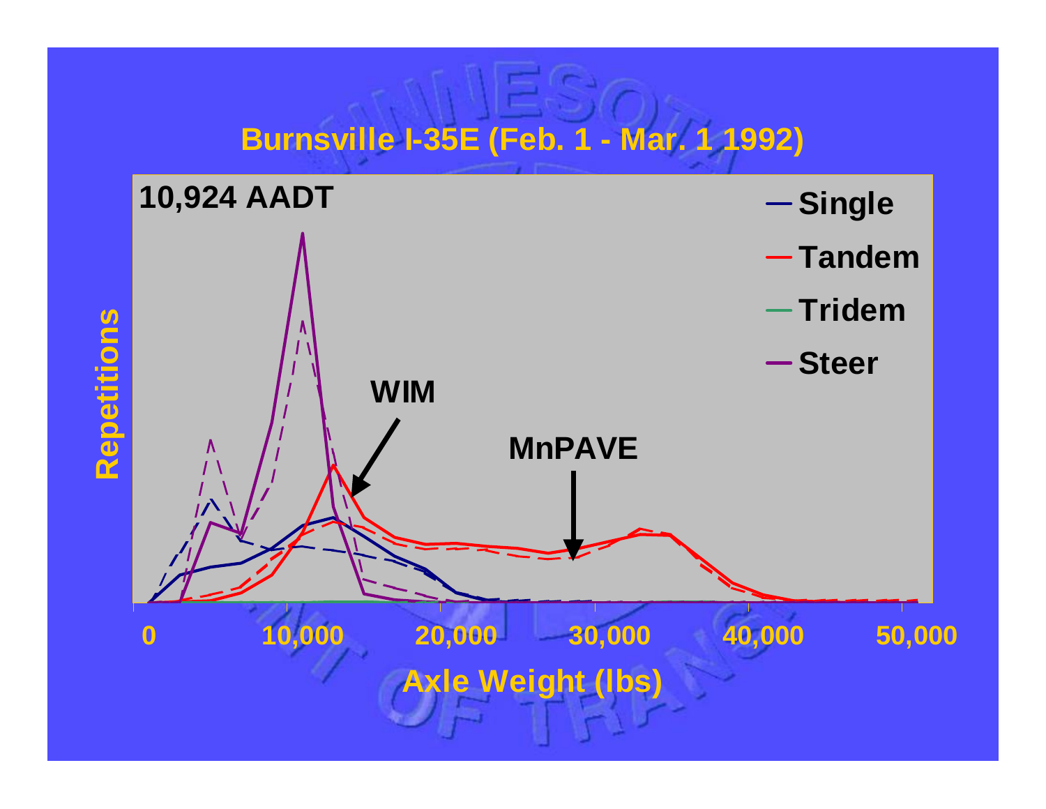## Burnsville I-35E (Feb. 1 - Mar. 1 1992)

10,924 AADT

- Single
- Tandem
- Tridem
- Steer

WIM

MnPAVE

Repetitions

0 | 10,000 | 20,000 | 30,000 | 40,000 | 50,000

Axle Weight (lbs)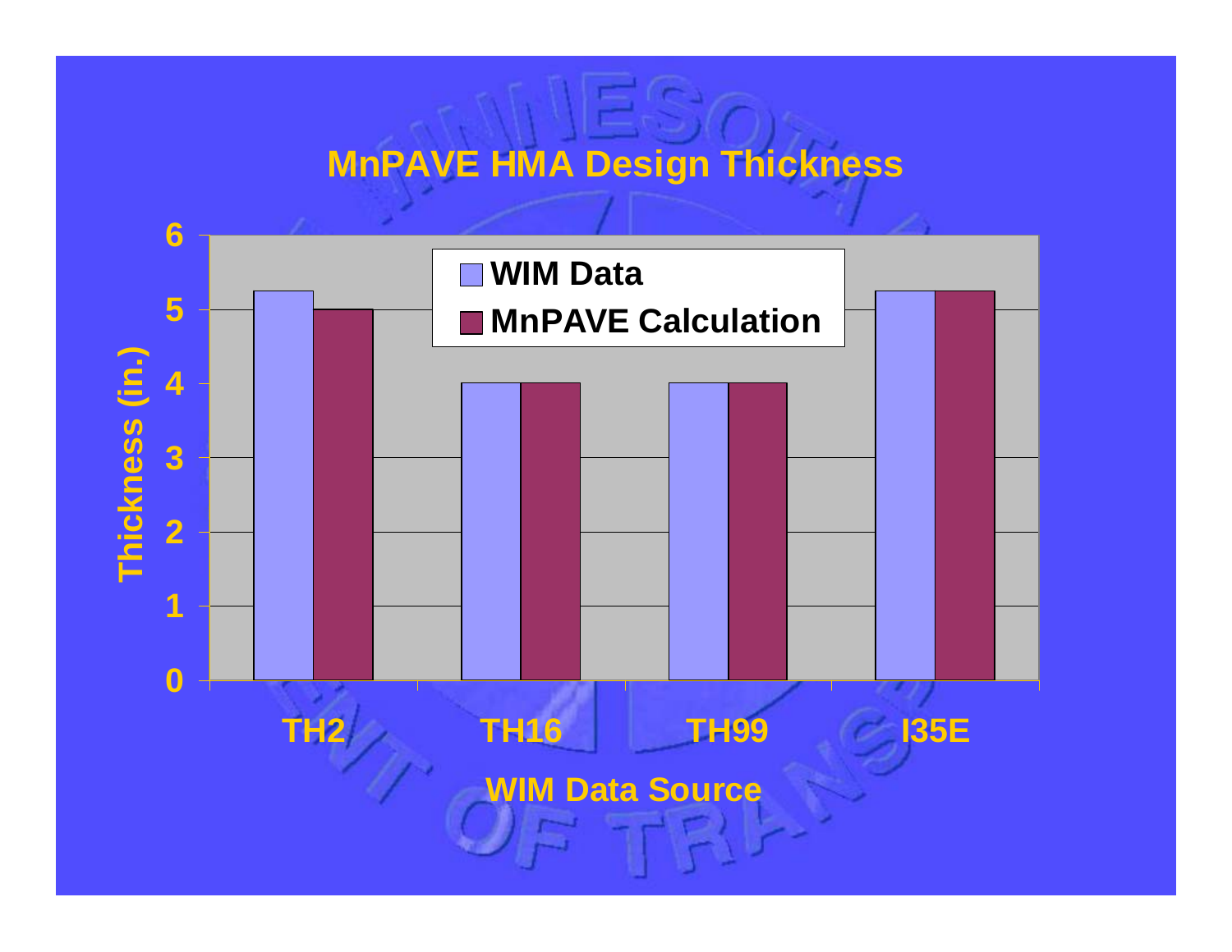# MnPAVE HMA Design Thickness

| WIM Data Source | WIM Data | MnPAVE Calculation |
| --- | --- | --- |
| TH2 | 5.25 | 5 |
| TH16 | 4 | 4 |
| TH99 | 4 | 4 |
| I35E | 5.25 | 5.25 |

Thickness (in.)

WIM Data Source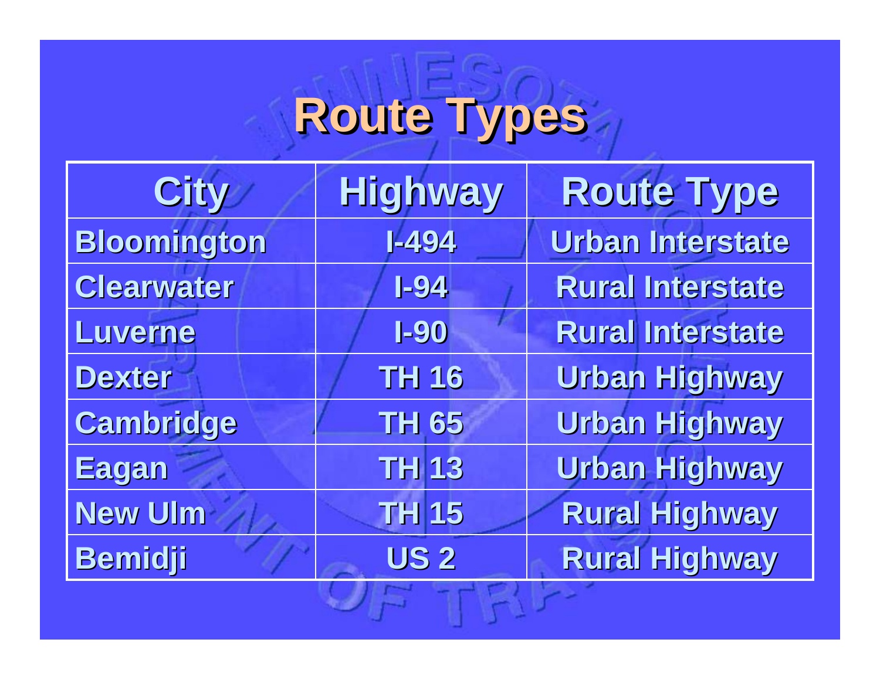# Route Types

| City | Highway | Route Type |
|---|---|---|
| Bloomington | I-494 | Urban Interstate |
| Clearwater | I-94 | Rural Interstate |
| Luverne | I-90 | Rural Interstate |
| Dexter | TH 16 | Urban Highway |
| Cambridge | TH 65 | Urban Highway |
| Eagan | TH 13 | Urban Highway |
| New Ulm | TH 15 | Rural Highway |
| Bemidji | US 2 | Rural Highway |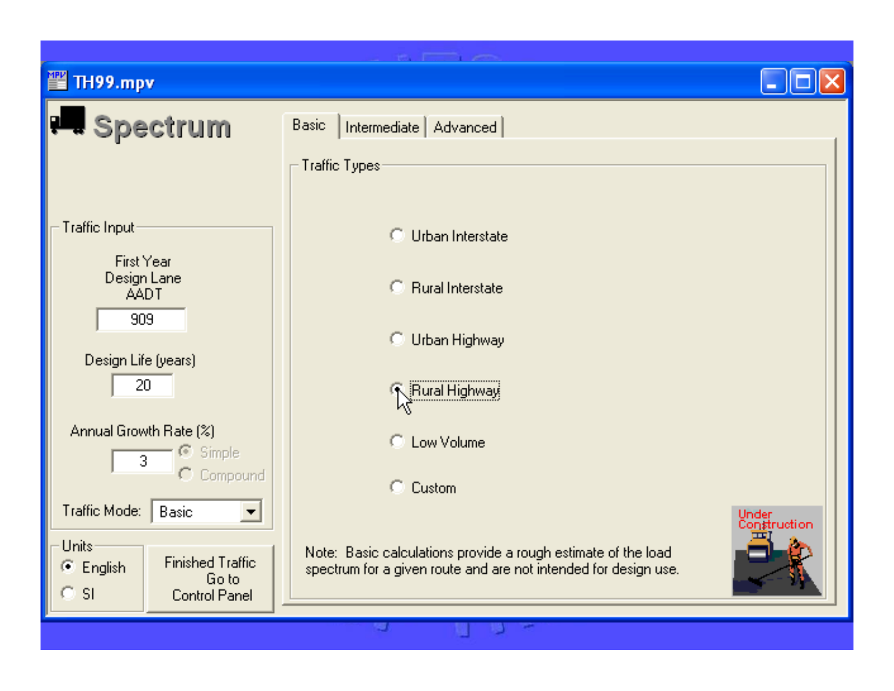**TH99.mpv**

# Spectrum

**Traffic Input**

First Year Design Lane AADT: 909

Design Life (years): 20

Annual Growth Rate (%): 3

- Simple
- Compound

Traffic Mode: Basic

**Units**

- English
- SI

Finished Traffic Go to Control Panel

Basic | Intermediate | Advanced

**Traffic Types**

- Urban Interstate
- Rural Interstate
- Urban Highway
- Rural Highway
- Low Volume
- Custom

Note: Basic calculations provide a rough estimate of the load spectrum for a given route and are not intended for design use.

Under Construction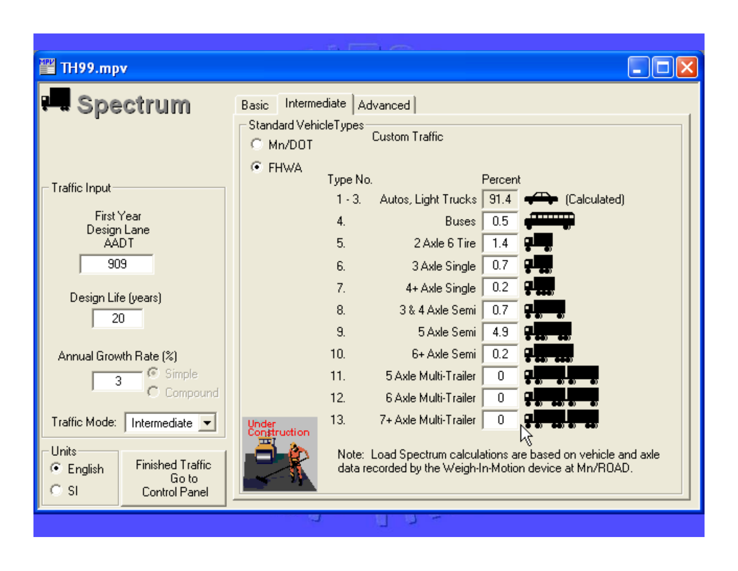TH99.mpv

# Spectrum

Basic | Intermediate | Advanced

**Traffic Input**

First Year Design Lane AADT: 909

Design Life (years): 20

Annual Growth Rate (%): 3 — Simple / Compound

Traffic Mode: Intermediate

**Units**

- (•) English
- ( ) SI

Finished Traffic Go to Control Panel

**Standard VehicleTypes**

- ( ) Mn/DOT
- (•) FHWA

Custom Traffic

| Type No. | | Percent | |
|---|---|---|---|
| 1 - 3. | Autos, Light Trucks | 91.4 | (Calculated) |
| 4. | Buses | 0.5 | |
| 5. | 2 Axle 6 Tire | 1.4 | |
| 6. | 3 Axle Single | 0.7 | |
| 7. | 4+ Axle Single | 0.2 | |
| 8. | 3 & 4 Axle Semi | 0.7 | |
| 9. | 5 Axle Semi | 4.9 | |
| 10. | 6+ Axle Semi | 0.2 | |
| 11. | 5 Axle Multi-Trailer | 0 | |
| 12. | 6 Axle Multi-Trailer | 0 | |
| 13. | 7+ Axle Multi-Trailer | 0 | |

Under Construction

Note: Load Spectrum calculations are based on vehicle and axle data recorded by the Weigh-In-Motion device at Mn/ROAD.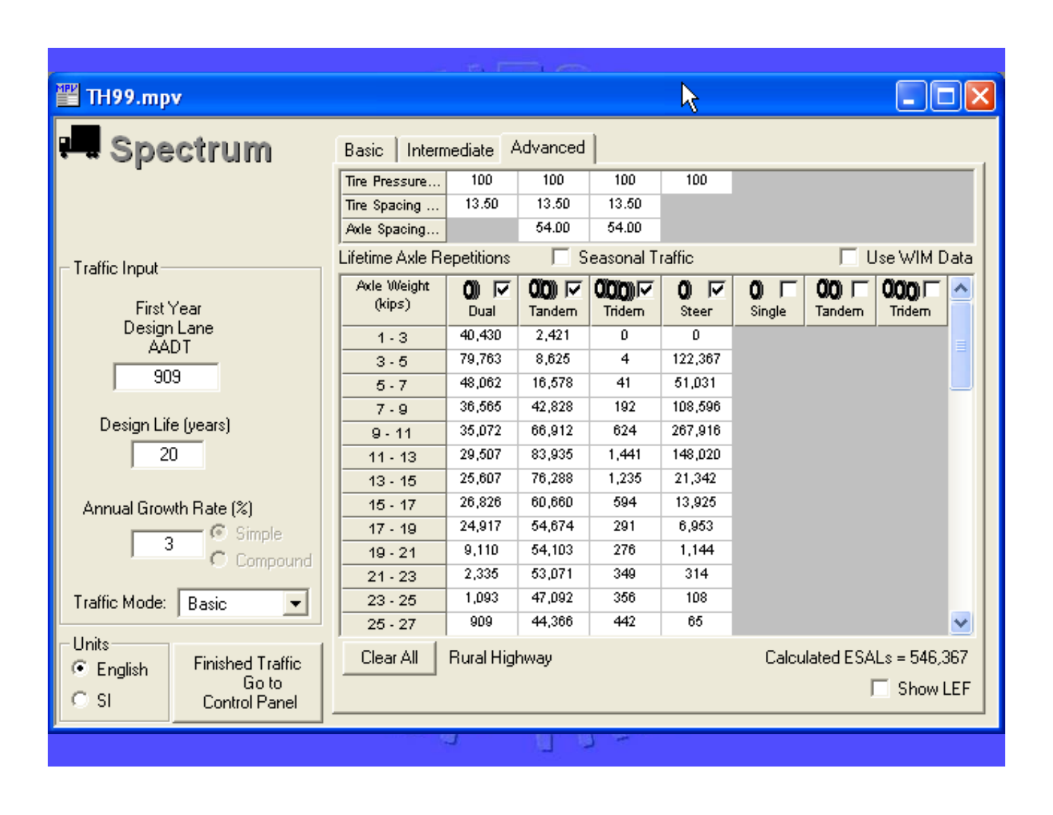TH99.mpv

# Spectrum

Basic | Intermediate | Advanced

| | | | | |
|---|---|---|---|---|
| Tire Pressure... | 100 | 100 | 100 | 100 |
| Tire Spacing ... | 13.50 | 13.50 | 13.50 | |
| Axle Spacing... | | 54.00 | 54.00 | |

Lifetime Axle Repetitions ☐ Seasonal Traffic ☐ Use WIM Data

| Axle Weight (kips) | ☑ Dual | ☑ Tandem | ☑ Tridem | ☑ Steer | ☐ Single | ☐ Tandem | ☐ Tridem |
|---|---|---|---|---|---|---|---|
| 1 - 3 | 40,430 | 2,421 | 0 | 0 | | | |
| 3 - 5 | 79,763 | 8,625 | 4 | 122,367 | | | |
| 5 - 7 | 48,062 | 16,578 | 41 | 51,031 | | | |
| 7 - 9 | 36,565 | 42,828 | 192 | 108,596 | | | |
| 9 - 11 | 35,072 | 66,912 | 624 | 267,916 | | | |
| 11 - 13 | 29,507 | 83,935 | 1,441 | 148,020 | | | |
| 13 - 15 | 25,607 | 76,288 | 1,235 | 21,342 | | | |
| 15 - 17 | 26,826 | 60,660 | 594 | 13,925 | | | |
| 17 - 19 | 24,917 | 54,674 | 291 | 6,953 | | | |
| 19 - 21 | 9,110 | 54,103 | 276 | 1,144 | | | |
| 21 - 23 | 2,335 | 53,071 | 349 | 314 | | | |
| 23 - 25 | 1,093 | 47,092 | 356 | 108 | | | |
| 25 - 27 | 909 | 44,366 | 442 | 65 | | | |

Clear All | Rural Highway | Calculated ESALs = 546,367

☐ Show LEF

Traffic Input

First Year Design Lane AADT: 909

Design Life (years): 20

Annual Growth Rate (%): 3 ◉ Simple ○ Compound

Traffic Mode: Basic

Units: ◉ English ○ SI

Finished Traffic Go to Control Panel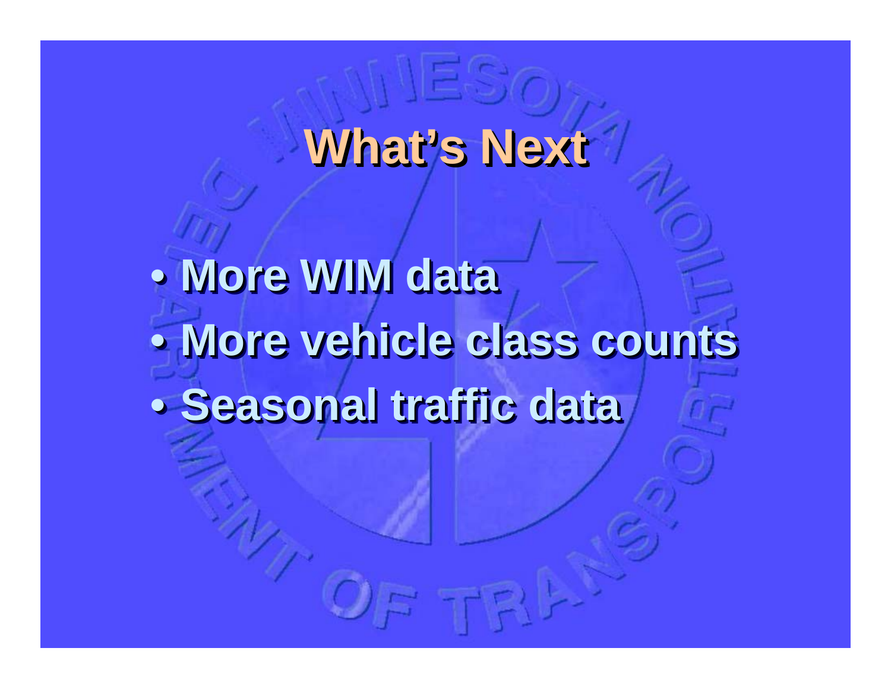# What's Next

- More WIM data
- More vehicle class counts
- Seasonal traffic data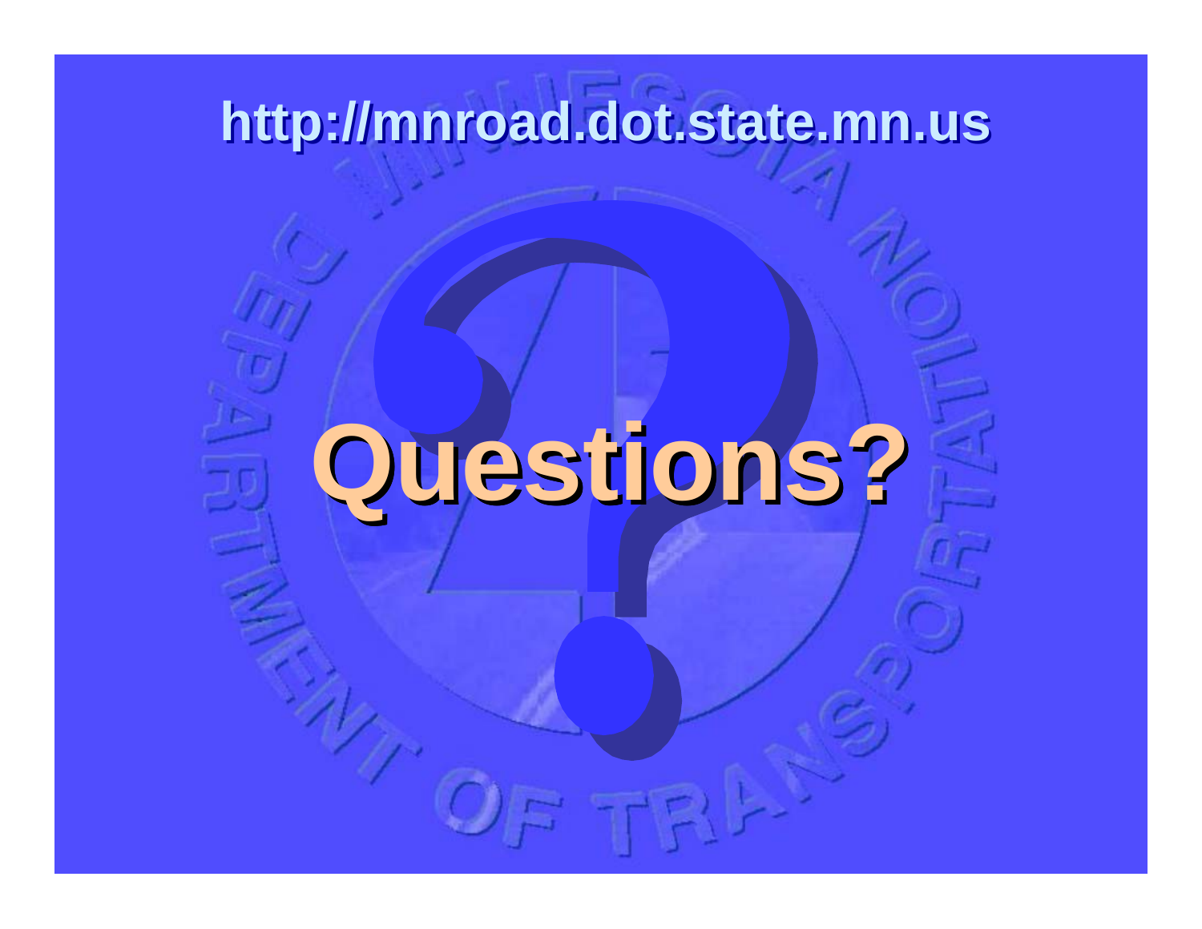http://mnroad.dot.state.mn.us

# Questions?